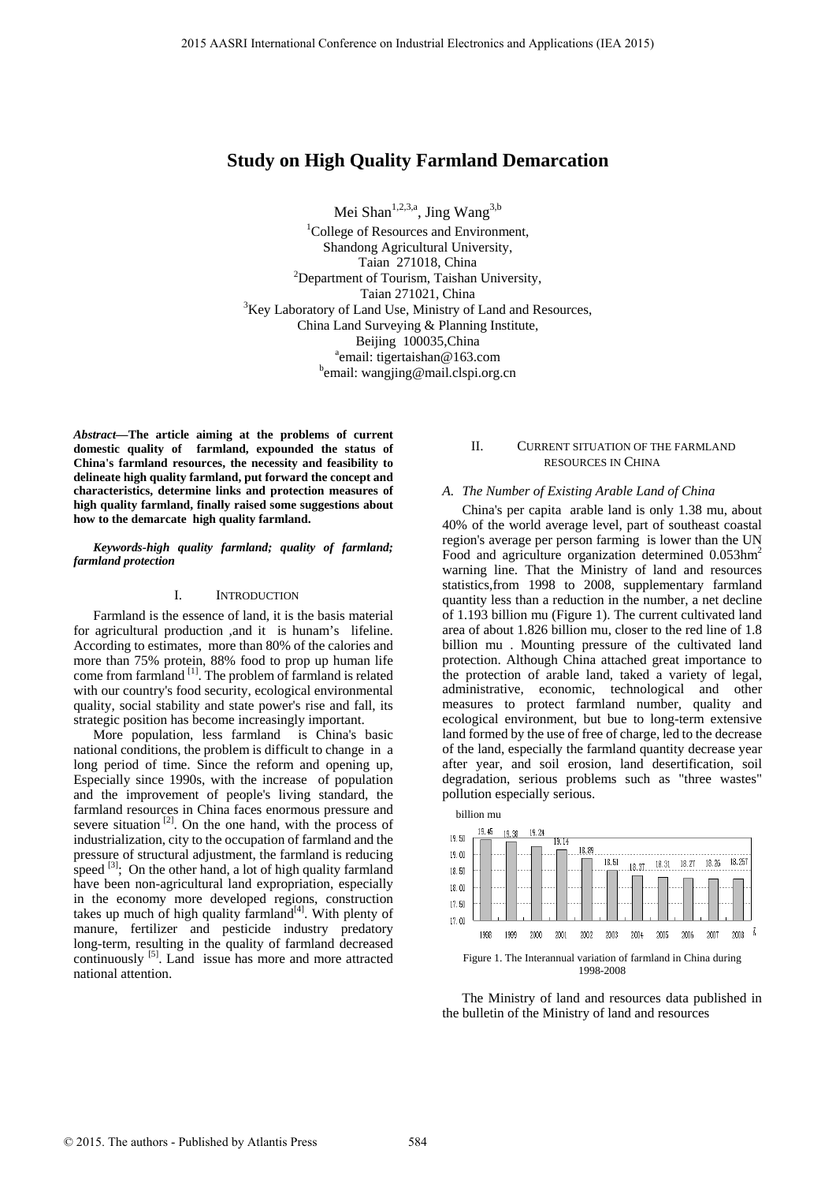# Study on High Quality Farmland Demarcation

Mei Shan[1,2,3,a], Jing Wang[3,b]

[1]College of Resources and Environment,
Shandong Agricultural University,
Taian 271018, China
[2]Department of Tourism, Taishan University,
Taian 271021, China
[3]Key Laboratory of Land Use, Ministry of Land and Resources,
China Land Surveying & Planning Institute,
Beijing 100035,China
[a]email: tigertaishan@163.com
[b]email: wangjing@mail.clspi.org.cn

***Abstract*—The article aiming at the problems of current domestic quality of farmland, expounded the status of China's farmland resources, the necessity and feasibility to delineate high quality farmland, put forward the concept and characteristics, determine links and protection measures of high quality farmland, finally raised some suggestions about how to the demarcate high quality farmland.**

***Keywords-high quality farmland; quality of farmland; farmland protection***

## I. INTRODUCTION

Farmland is the essence of land, it is the basis material for agricultural production ,and it is hunam's lifeline. According to estimates, more than 80% of the calories and more than 75% protein, 88% food to prop up human life come from farmland [1]. The problem of farmland is related with our country's food security, ecological environmental quality, social stability and state power's rise and fall, its strategic position has become increasingly important.

More population, less farmland is China's basic national conditions, the problem is difficult to change in a long period of time. Since the reform and opening up, Especially since 1990s, with the increase of population and the improvement of people's living standard, the farmland resources in China faces enormous pressure and severe situation [2]. On the one hand, with the process of industrialization, city to the occupation of farmland and the pressure of structural adjustment, the farmland is reducing speed [3]; On the other hand, a lot of high quality farmland have been non-agricultural land expropriation, especially in the economy more developed regions, construction takes up much of high quality farmland[4]. With plenty of manure, fertilizer and pesticide industry predatory long-term, resulting in the quality of farmland decreased continuously [5]. Land issue has more and more attracted national attention.

## II. CURRENT SITUATION OF THE FARMLAND RESOURCES IN CHINA

### *A. The Number of Existing Arable Land of China*

China's per capita arable land is only 1.38 mu, about 40% of the world average level, part of southeast coastal region's average per person farming is lower than the UN Food and agriculture organization determined $0.053hm^2$ warning line. That the Ministry of land and resources statistics,from 1998 to 2008, supplementary farmland quantity less than a reduction in the number, a net decline of 1.193 billion mu (Figure 1). The current cultivated land area of about 1.826 billion mu, closer to the red line of 1.8 billion mu . Mounting pressure of the cultivated land protection. Although China attached great importance to the protection of arable land, taked a variety of legal, administrative, economic, technological and other measures to protect farmland number, quality and ecological environment, but bue to long-term extensive land formed by the use of free of charge, led to the decrease of the land, especially the farmland quantity decrease year after year, and soil erosion, land desertification, soil degradation, serious problems such as "three wastes" pollution especially serious.

| Year | 1998 | 1999 | 2000 | 2001 | 2002 | 2003 | 2004 | 2005 | 2006 | 2007 | 2008 |
|---|---|---|---|---|---|---|---|---|---|---|---|
| billion mu | 19.45 | 19.38 | 19.24 | 19.14 | 18.89 | 18.51 | 18.37 | 18.31 | 18.27 | 18.26 | 18.257 |

Figure 1. The Interannual variation of farmland in China during 1998-2008

The Ministry of land and resources data published in the bulletin of the Ministry of land and resources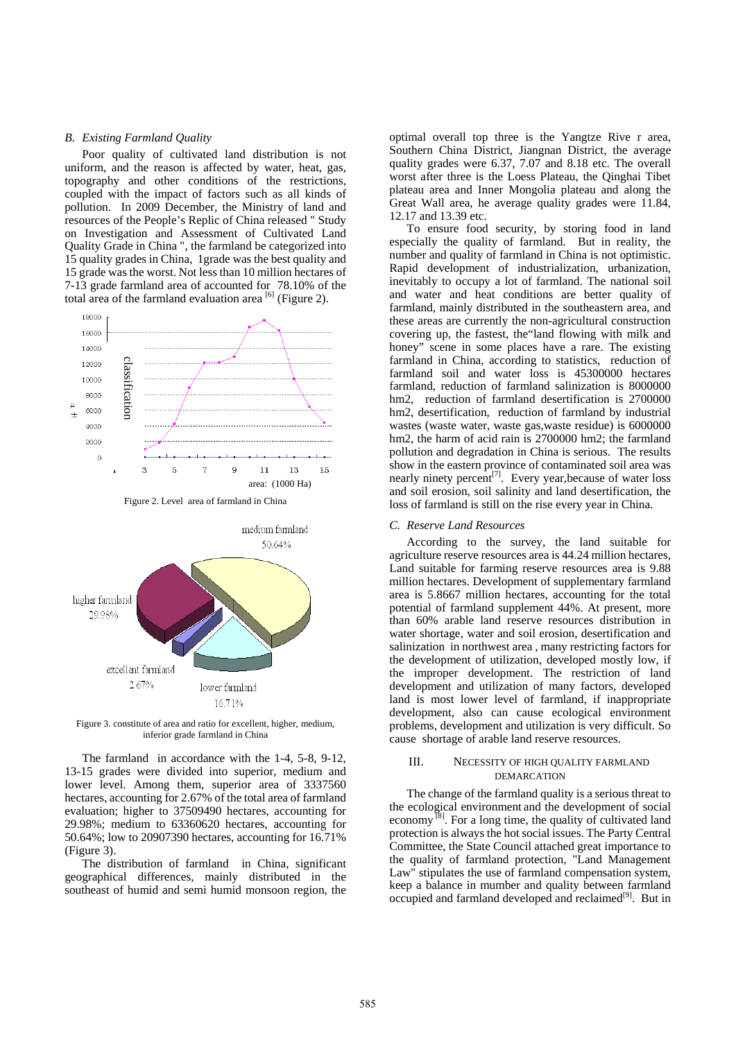### B. *Existing Farmland Quality*

Poor quality of cultivated land distribution is not uniform, and the reason is affected by water, heat, gas, topography and other conditions of the restrictions, coupled with the impact of factors such as all kinds of pollution. In 2009 December, the Ministry of land and resources of the People's Replic of China released " Study on Investigation and Assessment of Cultivated Land Quality Grade in China ", the farmland be categorized into 15 quality grades in China, 1grade was the best quality and 15 grade was the worst. Not less than 10 million hectares of 7-13 grade farmland area of accounted for 78.10% of the total area of the farmland evaluation area [6] (Figure 2).

Figure 2. Level area of farmland in China

Figure 3. constitute of area and ratio for excellent, higher, medium, inferior grade farmland in China

The farmland in accordance with the 1-4, 5-8, 9-12, 13-15 grades were divided into superior, medium and lower level. Among them, superior area of 3337560 hectares, accounting for 2.67% of the total area of farmland evaluation; higher to 37509490 hectares, accounting for 29.98%; medium to 63360620 hectares, accounting for 50.64%; low to 20907390 hectares, accounting for 16.71% (Figure 3).

The distribution of farmland in China, significant geographical differences, mainly distributed in the southeast of humid and semi humid monsoon region, the optimal overall top three is the Yangtze Rive r area, Southern China District, Jiangnan District, the average quality grades were 6.37, 7.07 and 8.18 etc. The overall worst after three is the Loess Plateau, the Qinghai Tibet plateau area and Inner Mongolia plateau and along the Great Wall area, he average quality grades were 11.84, 12.17 and 13.39 etc.

To ensure food security, by storing food in land especially the quality of farmland. But in reality, the number and quality of farmland in China is not optimistic. Rapid development of industrialization, urbanization, inevitably to occupy a lot of farmland. The national soil and water and heat conditions are better quality of farmland, mainly distributed in the southeastern area, and these areas are currently the non-agricultural construction covering up, the fastest, the"land flowing with milk and honey" scene in some places have a rare. The existing farmland in China, according to statistics, reduction of farmland soil and water loss is 45300000 hectares farmland, reduction of farmland salinization is 8000000 hm2, reduction of farmland desertification is 2700000 hm2, desertification, reduction of farmland by industrial wastes (waste water, waste gas,waste residue) is 6000000 hm2, the harm of acid rain is 2700000 hm2; the farmland pollution and degradation in China is serious. The results show in the eastern province of contaminated soil area was nearly ninety percent[7]. Every year,because of water loss and soil erosion, soil salinity and land desertification, the loss of farmland is still on the rise every year in China.

### C. *Reserve Land Resources*

According to the survey, the land suitable for agriculture reserve resources area is 44.24 million hectares, Land suitable for farming reserve resources area is 9.88 million hectares. Development of supplementary farmland area is 5.8667 million hectares, accounting for the total potential of farmland supplement 44%. At present, more than 60% arable land reserve resources distribution in water shortage, water and soil erosion, desertification and salinization in northwest area , many restricting factors for the development of utilization, developed mostly low, if the improper development. The restriction of land development and utilization of many factors, developed land is most lower level of farmland, if inappropriate development, also can cause ecological environment problems, development and utilization is very difficult. So cause shortage of arable land reserve resources.

## III. NECESSITY OF HIGH QUALITY FARMLAND DEMARCATION

The change of the farmland quality is a serious threat to the ecological environment and the development of social economy [8]. For a long time, the quality of cultivated land protection is always the hot social issues. The Party Central Committee, the State Council attached great importance to the quality of farmland protection, "Land Management Law" stipulates the use of farmland compensation system, keep a balance in number and quality between farmland occupied and farmland developed and reclaimed[9]. But in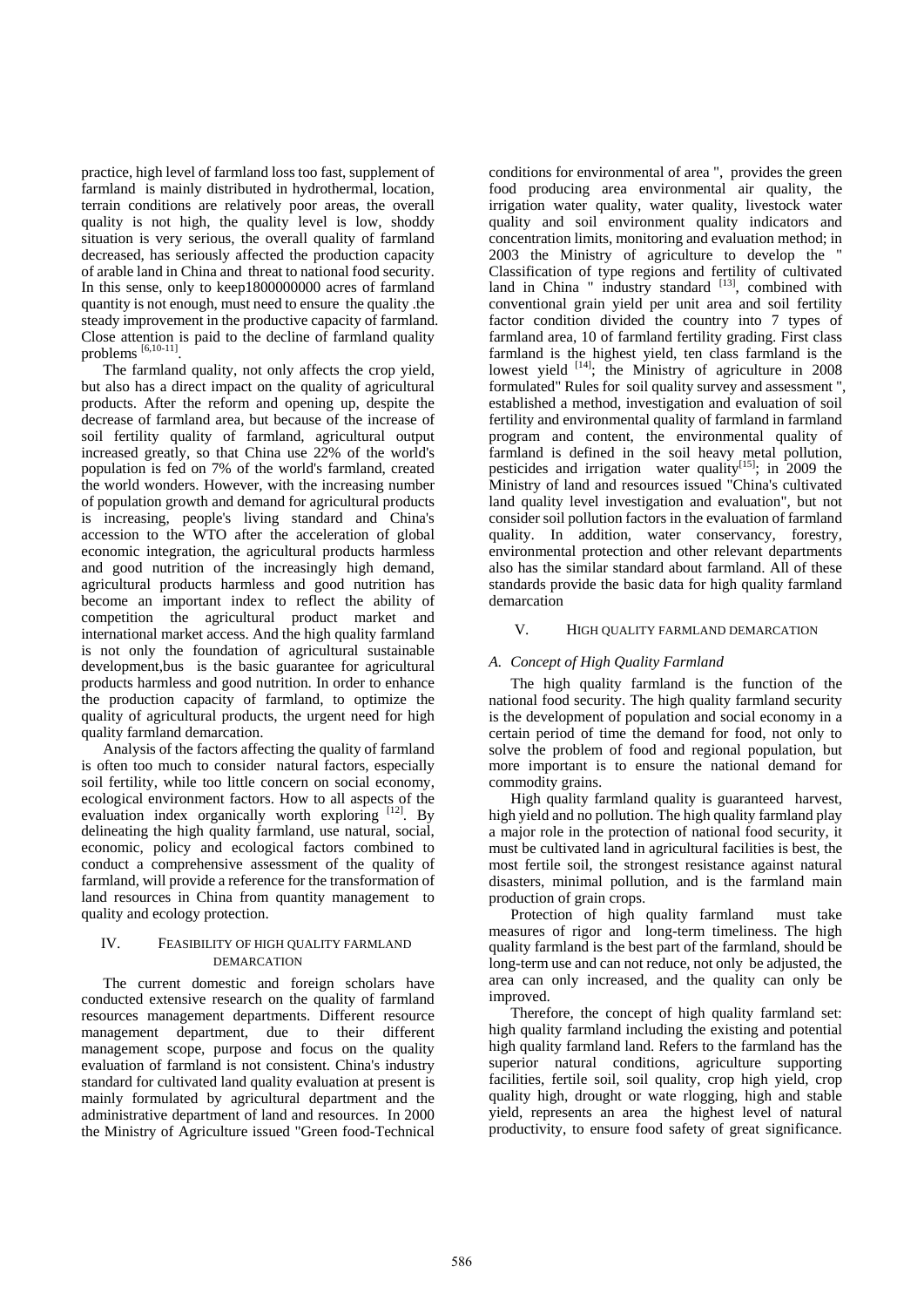practice, high level of farmland loss too fast, supplement of farmland is mainly distributed in hydrothermal, location, terrain conditions are relatively poor areas, the overall quality is not high, the quality level is low, shoddy situation is very serious, the overall quality of farmland decreased, has seriously affected the production capacity of arable land in China and threat to national food security. In this sense, only to keep1800000000 acres of farmland quantity is not enough, must need to ensure the quality .the steady improvement in the productive capacity of farmland. Close attention is paid to the decline of farmland quality problems [6,10-11].

The farmland quality, not only affects the crop yield, but also has a direct impact on the quality of agricultural products. After the reform and opening up, despite the decrease of farmland area, but because of the increase of soil fertility quality of farmland, agricultural output increased greatly, so that China use 22% of the world's population is fed on 7% of the world's farmland, created the world wonders. However, with the increasing number of population growth and demand for agricultural products is increasing, people's living standard and China's accession to the WTO after the acceleration of global economic integration, the agricultural products harmless and good nutrition of the increasingly high demand, agricultural products harmless and good nutrition has become an important index to reflect the ability of competition the agricultural product market and international market access. And the high quality farmland is not only the foundation of agricultural sustainable development,bus is the basic guarantee for agricultural products harmless and good nutrition. In order to enhance the production capacity of farmland, to optimize the quality of agricultural products, the urgent need for high quality farmland demarcation.

Analysis of the factors affecting the quality of farmland is often too much to consider natural factors, especially soil fertility, while too little concern on social economy, ecological environment factors. How to all aspects of the evaluation index organically worth exploring [12]. By delineating the high quality farmland, use natural, social, economic, policy and ecological factors combined to conduct a comprehensive assessment of the quality of farmland, will provide a reference for the transformation of land resources in China from quantity management to quality and ecology protection.

## IV. Feasibility of High Quality Farmland Demarcation

The current domestic and foreign scholars have conducted extensive research on the quality of farmland resources management departments. Different resource management department, due to their different management scope, purpose and focus on the quality evaluation of farmland is not consistent. China's industry standard for cultivated land quality evaluation at present is mainly formulated by agricultural department and the administrative department of land and resources. In 2000 the Ministry of Agriculture issued "Green food-Technical conditions for environmental of area ", provides the green food producing area environmental air quality, the irrigation water quality, water quality, livestock water quality and soil environment quality indicators and concentration limits, monitoring and evaluation method; in 2003 the Ministry of agriculture to develop the " Classification of type regions and fertility of cultivated land in China " industry standard [13], combined with conventional grain yield per unit area and soil fertility factor condition divided the country into 7 types of farmland area, 10 of farmland fertility grading. First class farmland is the highest yield, ten class farmland is the lowest yield [14]; the Ministry of agriculture in 2008 formulated" Rules for soil quality survey and assessment ", established a method, investigation and evaluation of soil fertility and environmental quality of farmland in farmland program and content, the environmental quality of farmland is defined in the soil heavy metal pollution, pesticides and irrigation water quality[15]; in 2009 the Ministry of land and resources issued "China's cultivated land quality level investigation and evaluation", but not consider soil pollution factors in the evaluation of farmland quality. In addition, water conservancy, forestry, environmental protection and other relevant departments also has the similar standard about farmland. All of these standards provide the basic data for high quality farmland demarcation

## V. High Quality Farmland Demarcation

### A. Concept of High Quality Farmland

The high quality farmland is the function of the national food security. The high quality farmland security is the development of population and social economy in a certain period of time the demand for food, not only to solve the problem of food and regional population, but more important is to ensure the national demand for commodity grains.

High quality farmland quality is guaranteed harvest, high yield and no pollution. The high quality farmland play a major role in the protection of national food security, it must be cultivated land in agricultural facilities is best, the most fertile soil, the strongest resistance against natural disasters, minimal pollution, and is the farmland main production of grain crops.

Protection of high quality farmland must take measures of rigor and long-term timeliness. The high quality farmland is the best part of the farmland, should be long-term use and can not reduce, not only be adjusted, the area can only increased, and the quality can only be improved.

Therefore, the concept of high quality farmland set: high quality farmland including the existing and potential high quality farmland land. Refers to the farmland has the superior natural conditions, agriculture supporting facilities, fertile soil, soil quality, crop high yield, crop quality high, drought or wate rlogging, high and stable yield, represents an area the highest level of natural productivity, to ensure food safety of great significance.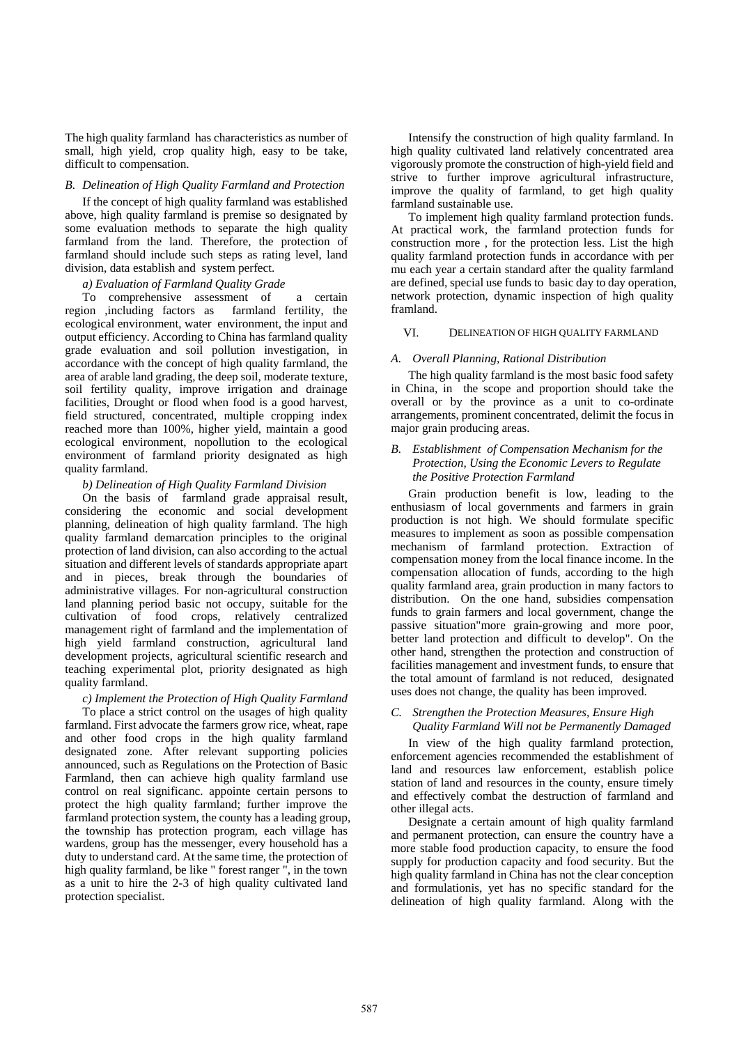The high quality farmland has characteristics as number of small, high yield, crop quality high, easy to be take, difficult to compensation.

### *B. Delineation of High Quality Farmland and Protection*

If the concept of high quality farmland was established above, high quality farmland is premise so designated by some evaluation methods to separate the high quality farmland from the land. Therefore, the protection of farmland should include such steps as rating level, land division, data establish and system perfect.

*a) Evaluation of Farmland Quality Grade*

To comprehensive assessment of a certain region ,including factors as farmland fertility, the ecological environment, water environment, the input and output efficiency. According to China has farmland quality grade evaluation and soil pollution investigation, in accordance with the concept of high quality farmland, the area of arable land grading, the deep soil, moderate texture, soil fertility quality, improve irrigation and drainage facilities, Drought or flood when food is a good harvest, field structured, concentrated, multiple cropping index reached more than 100%, higher yield, maintain a good ecological environment, nopollution to the ecological environment of farmland priority designated as high quality farmland.

*b) Delineation of High Quality Farmland Division*

On the basis of farmland grade appraisal result, considering the economic and social development planning, delineation of high quality farmland. The high quality farmland demarcation principles to the original protection of land division, can also according to the actual situation and different levels of standards appropriate apart and in pieces, break through the boundaries of administrative villages. For non-agricultural construction land planning period basic not occupy, suitable for the cultivation of food crops, relatively centralized management right of farmland and the implementation of high yield farmland construction, agricultural land development projects, agricultural scientific research and teaching experimental plot, priority designated as high quality farmland.

*c) Implement the Protection of High Quality Farmland*

To place a strict control on the usages of high quality farmland. First advocate the farmers grow rice, wheat, rape and other food crops in the high quality farmland designated zone. After relevant supporting policies announced, such as Regulations on the Protection of Basic Farmland, then can achieve high quality farmland use control on real significanc. appointe certain persons to protect the high quality farmland; further improve the farmland protection system, the county has a leading group, the township has protection program, each village has wardens, group has the messenger, every household has a duty to understand card. At the same time, the protection of high quality farmland, be like " forest ranger ", in the town as a unit to hire the 2-3 of high quality cultivated land protection specialist.

Intensify the construction of high quality farmland. In high quality cultivated land relatively concentrated area vigorously promote the construction of high-yield field and strive to further improve agricultural infrastructure, improve the quality of farmland, to get high quality farmland sustainable use.

To implement high quality farmland protection funds. At practical work, the farmland protection funds for construction more , for the protection less. List the high quality farmland protection funds in accordance with per mu each year a certain standard after the quality farmland are defined, special use funds to basic day to day operation, network protection, dynamic inspection of high quality framland.

## VI. Delineation of High Quality Farmland

### *A. Overall Planning, Rational Distribution*

The high quality farmland is the most basic food safety in China, in the scope and proportion should take the overall or by the province as a unit to co-ordinate arrangements, prominent concentrated, delimit the focus in major grain producing areas.

### *B. Establishment of Compensation Mechanism for the Protection, Using the Economic Levers to Regulate the Positive Protection Farmland*

Grain production benefit is low, leading to the enthusiasm of local governments and farmers in grain production is not high. We should formulate specific measures to implement as soon as possible compensation mechanism of farmland protection. Extraction of compensation money from the local finance income. In the compensation allocation of funds, according to the high quality farmland area, grain production in many factors to distribution. On the one hand, subsidies compensation funds to grain farmers and local government, change the passive situation"more grain-growing and more poor, better land protection and difficult to develop". On the other hand, strengthen the protection and construction of facilities management and investment funds, to ensure that the total amount of farmland is not reduced, designated uses does not change, the quality has been improved.

### *C. Strengthen the Protection Measures, Ensure High Quality Farmland Will not be Permanently Damaged*

In view of the high quality farmland protection, enforcement agencies recommended the establishment of land and resources law enforcement, establish police station of land and resources in the county, ensure timely and effectively combat the destruction of farmland and other illegal acts.

Designate a certain amount of high quality farmland and permanent protection, can ensure the country have a more stable food production capacity, to ensure the food supply for production capacity and food security. But the high quality farmland in China has not the clear conception and formulationis, yet has no specific standard for the delineation of high quality farmland. Along with the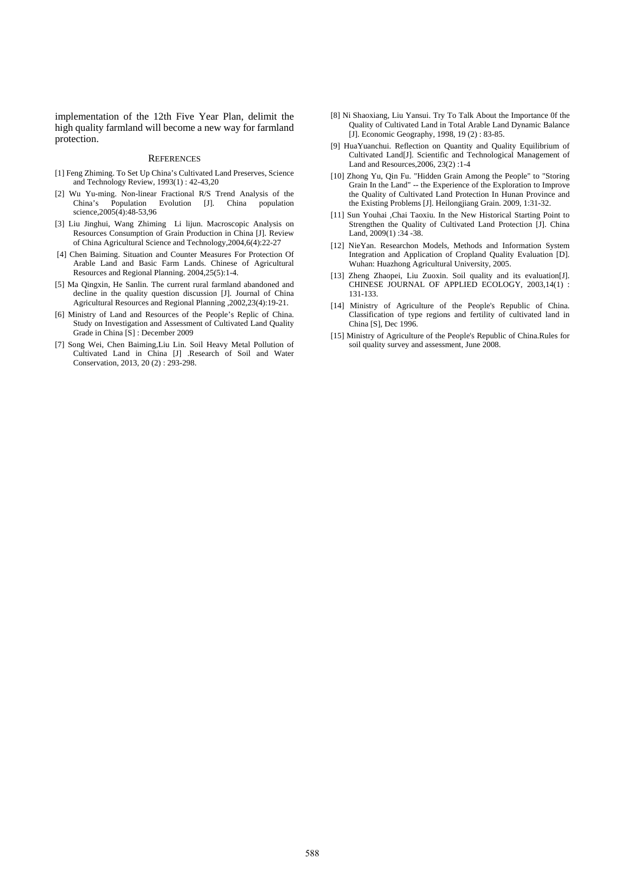implementation of the 12th Five Year Plan, delimit the high quality farmland will become a new way for farmland protection.

## REFERENCES

[1] Feng Zhiming. To Set Up China's Cultivated Land Preserves, Science and Technology Review, 1993(1) : 42-43,20

[2] Wu Yu-ming. Non-linear Fractional R/S Trend Analysis of the China's Population Evolution [J]. China population science,2005(4):48-53,96

[3] Liu Jinghui, Wang Zhiming Li lijun. Macroscopic Analysis on Resources Consumption of Grain Production in China [J]. Review of China Agricultural Science and Technology,2004,6(4):22-27

[4] Chen Baiming. Situation and Counter Measures For Protection Of Arable Land and Basic Farm Lands. Chinese of Agricultural Resources and Regional Planning. 2004,25(5):1-4.

[5] Ma Qingxin, He Sanlin. The current rural farmland abandoned and decline in the quality question discussion [J]. Journal of China Agricultural Resources and Regional Planning ,2002,23(4):19-21.

[6] Ministry of Land and Resources of the People's Replic of China. Study on Investigation and Assessment of Cultivated Land Quality Grade in China [S] : December 2009

[7] Song Wei, Chen Baiming,Liu Lin. Soil Heavy Metal Pollution of Cultivated Land in China [J] .Research of Soil and Water Conservation, 2013, 20 (2) : 293-298.

[8] Ni Shaoxiang, Liu Yansui. Try To Talk About the Importance 0f the Quality of Cultivated Land in Total Arable Land Dynamic Balance [J]. Economic Geography, 1998, 19 (2) : 83-85.

[9] HuaYuanchui. Reflection on Quantity and Quality Equilibrium of Cultivated Land[J]. Scientific and Technological Management of Land and Resources,2006, 23(2) :1-4

[10] Zhong Yu, Qin Fu. "Hidden Grain Among the People" to "Storing Grain In the Land" -- the Experience of the Exploration to Improve the Quality of Cultivated Land Protection In Hunan Province and the Existing Problems [J]. Heilongjiang Grain. 2009, 1:31-32.

[11] Sun Youhai ,Chai Taoxiu. In the New Historical Starting Point to Strengthen the Quality of Cultivated Land Protection [J]. China Land, 2009(1) :34 -38.

[12] NieYan. Researchon Models, Methods and Information System Integration and Application of Cropland Quality Evaluation [D]. Wuhan: Huazhong Agricultural University, 2005.

[13] Zheng Zhaopei, Liu Zuoxin. Soil quality and its evaluation[J]. CHINESE JOURNAL OF APPLIED ECOLOGY, 2003,14(1) : 131-133.

[14] Ministry of Agriculture of the People's Republic of China. Classification of type regions and fertility of cultivated land in China [S], Dec 1996.

[15] Ministry of Agriculture of the People's Republic of China.Rules for soil quality survey and assessment, June 2008.